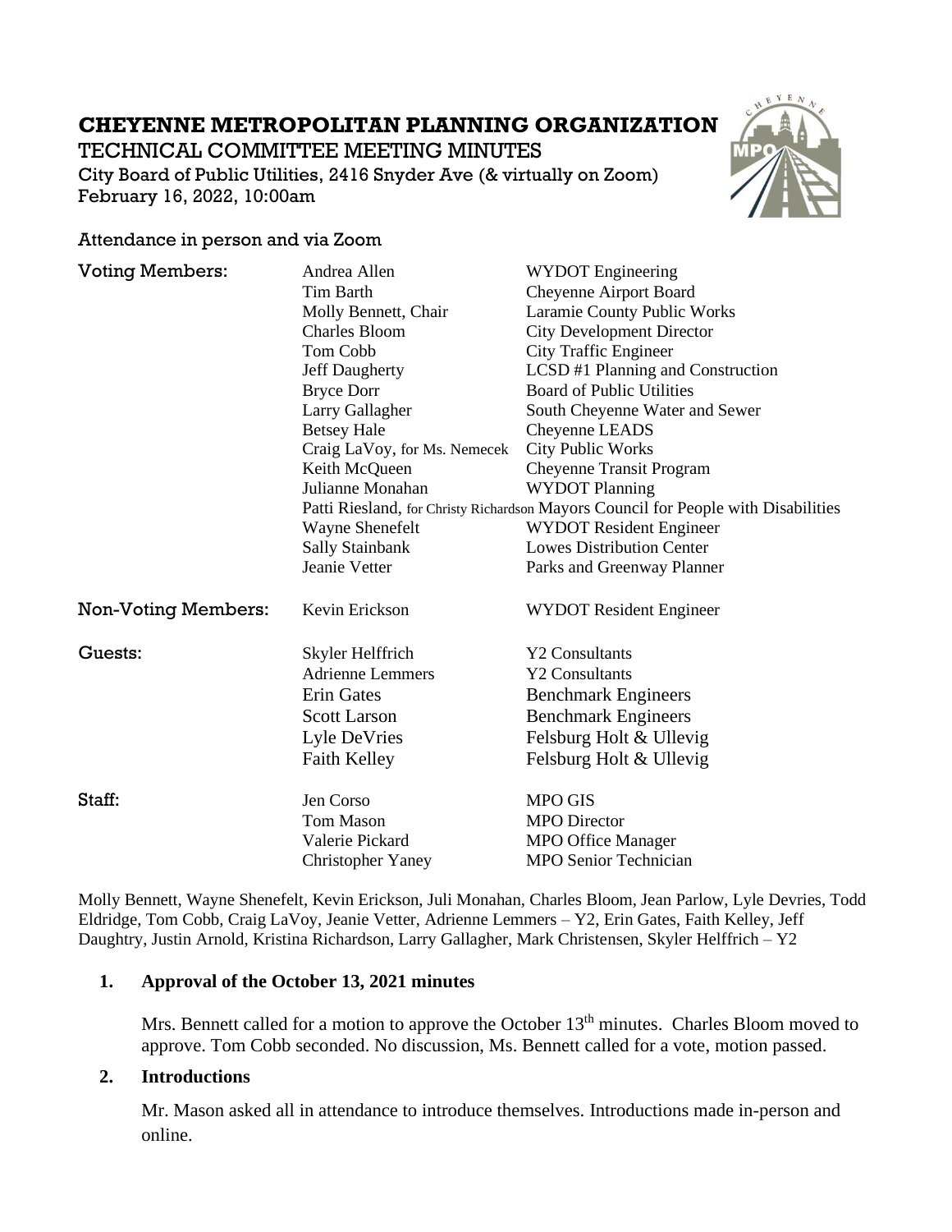# CHEYENNE METROPOLITAN PLANNING ORGANIZATION

TECHNICAL COMMITTEE MEETING MINUTES

City Board of Public Utilities, 2416 Snyder Ave (& virtually on Zoom)
February 16, 2022, 10:00am

Attendance in person and via Zoom

| | | |
|---|---|---|
| Voting Members: | Andrea Allen | WYDOT Engineering |
| | Tim Barth | Cheyenne Airport Board |
| | Molly Bennett, Chair | Laramie County Public Works |
| | Charles Bloom | City Development Director |
| | Tom Cobb | City Traffic Engineer |
| | Jeff Daugherty | LCSD #1 Planning and Construction |
| | Bryce Dorr | Board of Public Utilities |
| | Larry Gallagher | South Cheyenne Water and Sewer |
| | Betsey Hale | Cheyenne LEADS |
| | Craig LaVoy, for Ms. Nemecek | City Public Works |
| | Keith McQueen | Cheyenne Transit Program |
| | Julianne Monahan | WYDOT Planning |
| | Patti Riesland, for Christy Richardson | Mayors Council for People with Disabilities |
| | Wayne Shenefelt | WYDOT Resident Engineer |
| | Sally Stainbank | Lowes Distribution Center |
| | Jeanie Vetter | Parks and Greenway Planner |
| Non-Voting Members: | Kevin Erickson | WYDOT Resident Engineer |
| Guests: | Skyler Helffrich | Y2 Consultants |
| | Adrienne Lemmers | Y2 Consultants |
| | Erin Gates | Benchmark Engineers |
| | Scott Larson | Benchmark Engineers |
| | Lyle DeVries | Felsburg Holt & Ullevig |
| | Faith Kelley | Felsburg Holt & Ullevig |
| Staff: | Jen Corso | MPO GIS |
| | Tom Mason | MPO Director |
| | Valerie Pickard | MPO Office Manager |
| | Christopher Yaney | MPO Senior Technician |

Molly Bennett, Wayne Shenefelt, Kevin Erickson, Juli Monahan, Charles Bloom, Jean Parlow, Lyle Devries, Todd Eldridge, Tom Cobb, Craig LaVoy, Jeanie Vetter, Adrienne Lemmers – Y2, Erin Gates, Faith Kelley, Jeff Daughtry, Justin Arnold, Kristina Richardson, Larry Gallagher, Mark Christensen, Skyler Helffrich – Y2

**1. Approval of the October 13, 2021 minutes**

Mrs. Bennett called for a motion to approve the October 13th minutes. Charles Bloom moved to approve. Tom Cobb seconded. No discussion, Ms. Bennett called for a vote, motion passed.

**2. Introductions**

Mr. Mason asked all in attendance to introduce themselves. Introductions made in-person and online.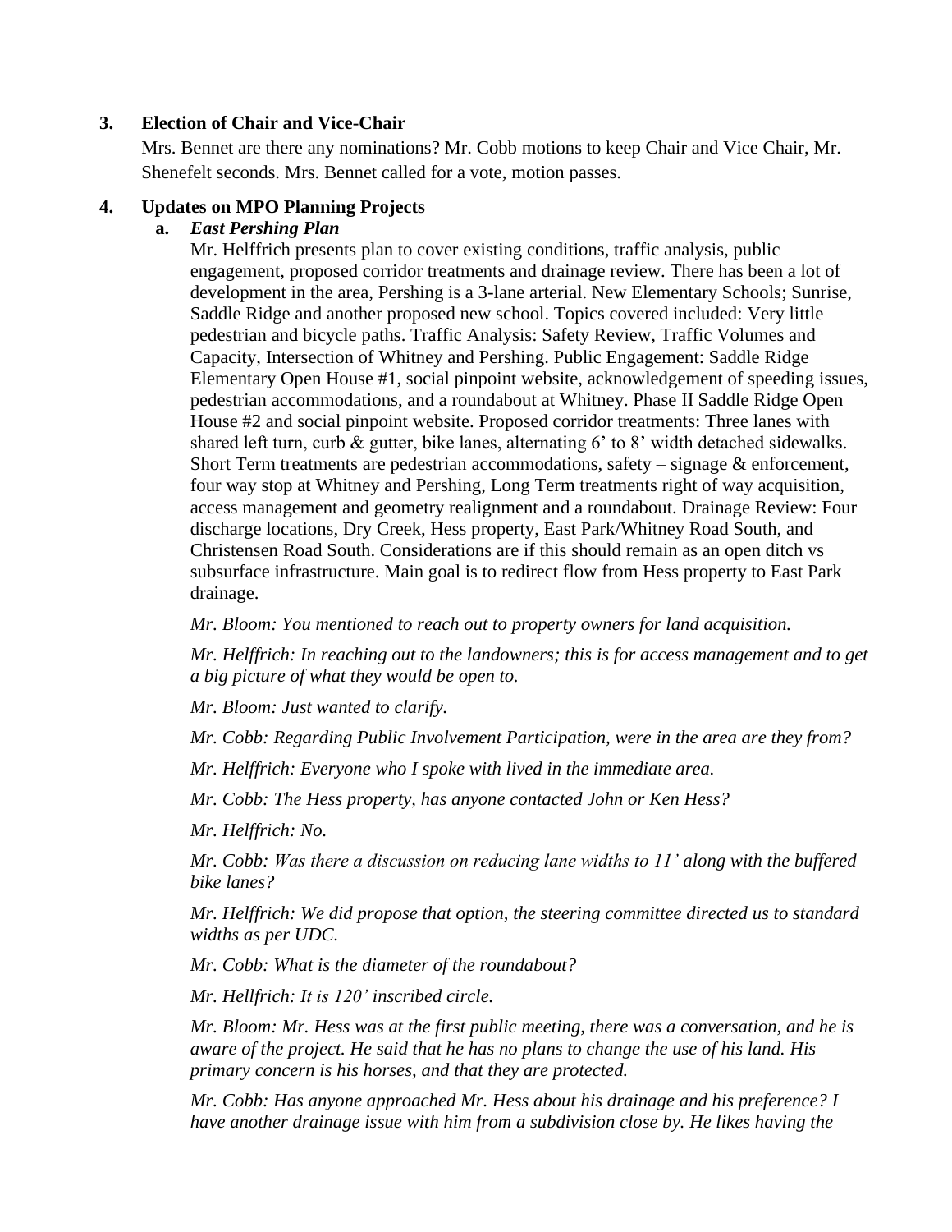## 3. Election of Chair and Vice-Chair

Mrs. Bennet are there any nominations? Mr. Cobb motions to keep Chair and Vice Chair, Mr. Shenefelt seconds. Mrs. Bennet called for a vote, motion passes.

## 4. Updates on MPO Planning Projects

### a. *East Pershing Plan*

Mr. Helffrich presents plan to cover existing conditions, traffic analysis, public engagement, proposed corridor treatments and drainage review. There has been a lot of development in the area, Pershing is a 3-lane arterial. New Elementary Schools; Sunrise, Saddle Ridge and another proposed new school. Topics covered included: Very little pedestrian and bicycle paths. Traffic Analysis: Safety Review, Traffic Volumes and Capacity, Intersection of Whitney and Pershing. Public Engagement: Saddle Ridge Elementary Open House #1, social pinpoint website, acknowledgement of speeding issues, pedestrian accommodations, and a roundabout at Whitney. Phase II Saddle Ridge Open House #2 and social pinpoint website. Proposed corridor treatments: Three lanes with shared left turn, curb & gutter, bike lanes, alternating 6' to 8' width detached sidewalks. Short Term treatments are pedestrian accommodations, safety – signage & enforcement, four way stop at Whitney and Pershing, Long Term treatments right of way acquisition, access management and geometry realignment and a roundabout. Drainage Review: Four discharge locations, Dry Creek, Hess property, East Park/Whitney Road South, and Christensen Road South. Considerations are if this should remain as an open ditch vs subsurface infrastructure. Main goal is to redirect flow from Hess property to East Park drainage.

*Mr. Bloom: You mentioned to reach out to property owners for land acquisition.*

*Mr. Helffrich: In reaching out to the landowners; this is for access management and to get a big picture of what they would be open to.*

*Mr. Bloom: Just wanted to clarify.*

*Mr. Cobb: Regarding Public Involvement Participation, were in the area are they from?*

*Mr. Helffrich: Everyone who I spoke with lived in the immediate area.*

*Mr. Cobb: The Hess property, has anyone contacted John or Ken Hess?*

*Mr. Helffrich: No.*

*Mr. Cobb: Was there a discussion on reducing lane widths to 11' along with the buffered bike lanes?*

*Mr. Helffrich: We did propose that option, the steering committee directed us to standard widths as per UDC.*

*Mr. Cobb: What is the diameter of the roundabout?*

*Mr. Hellfrich: It is 120' inscribed circle.*

*Mr. Bloom: Mr. Hess was at the first public meeting, there was a conversation, and he is aware of the project. He said that he has no plans to change the use of his land. His primary concern is his horses, and that they are protected.*

*Mr. Cobb: Has anyone approached Mr. Hess about his drainage and his preference? I have another drainage issue with him from a subdivision close by. He likes having the*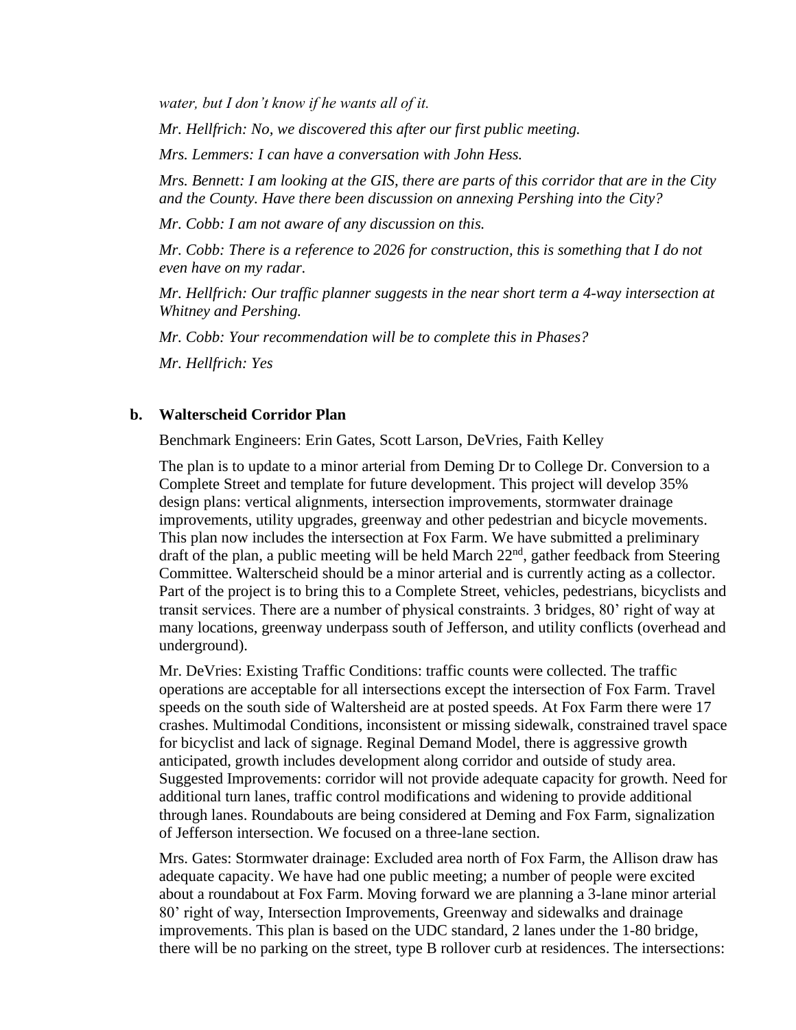*water, but I don't know if he wants all of it.*

*Mr. Hellfrich: No, we discovered this after our first public meeting.*

*Mrs. Lemmers: I can have a conversation with John Hess.*

*Mrs. Bennett: I am looking at the GIS, there are parts of this corridor that are in the City and the County. Have there been discussion on annexing Pershing into the City?*

*Mr. Cobb: I am not aware of any discussion on this.*

*Mr. Cobb: There is a reference to 2026 for construction, this is something that I do not even have on my radar.*

*Mr. Hellfrich: Our traffic planner suggests in the near short term a 4-way intersection at Whitney and Pershing.*

*Mr. Cobb: Your recommendation will be to complete this in Phases?*

*Mr. Hellfrich: Yes*

**b. Walterscheid Corridor Plan**

Benchmark Engineers: Erin Gates, Scott Larson, DeVries, Faith Kelley

The plan is to update to a minor arterial from Deming Dr to College Dr. Conversion to a Complete Street and template for future development. This project will develop 35% design plans: vertical alignments, intersection improvements, stormwater drainage improvements, utility upgrades, greenway and other pedestrian and bicycle movements. This plan now includes the intersection at Fox Farm. We have submitted a preliminary draft of the plan, a public meeting will be held March 22nd, gather feedback from Steering Committee. Walterscheid should be a minor arterial and is currently acting as a collector. Part of the project is to bring this to a Complete Street, vehicles, pedestrians, bicyclists and transit services. There are a number of physical constraints. 3 bridges, 80' right of way at many locations, greenway underpass south of Jefferson, and utility conflicts (overhead and underground).

Mr. DeVries: Existing Traffic Conditions: traffic counts were collected. The traffic operations are acceptable for all intersections except the intersection of Fox Farm. Travel speeds on the south side of Waltersheid are at posted speeds. At Fox Farm there were 17 crashes. Multimodal Conditions, inconsistent or missing sidewalk, constrained travel space for bicyclist and lack of signage. Reginal Demand Model, there is aggressive growth anticipated, growth includes development along corridor and outside of study area. Suggested Improvements: corridor will not provide adequate capacity for growth. Need for additional turn lanes, traffic control modifications and widening to provide additional through lanes. Roundabouts are being considered at Deming and Fox Farm, signalization of Jefferson intersection. We focused on a three-lane section.

Mrs. Gates: Stormwater drainage: Excluded area north of Fox Farm, the Allison draw has adequate capacity. We have had one public meeting; a number of people were excited about a roundabout at Fox Farm. Moving forward we are planning a 3-lane minor arterial 80' right of way, Intersection Improvements, Greenway and sidewalks and drainage improvements. This plan is based on the UDC standard, 2 lanes under the 1-80 bridge, there will be no parking on the street, type B rollover curb at residences. The intersections: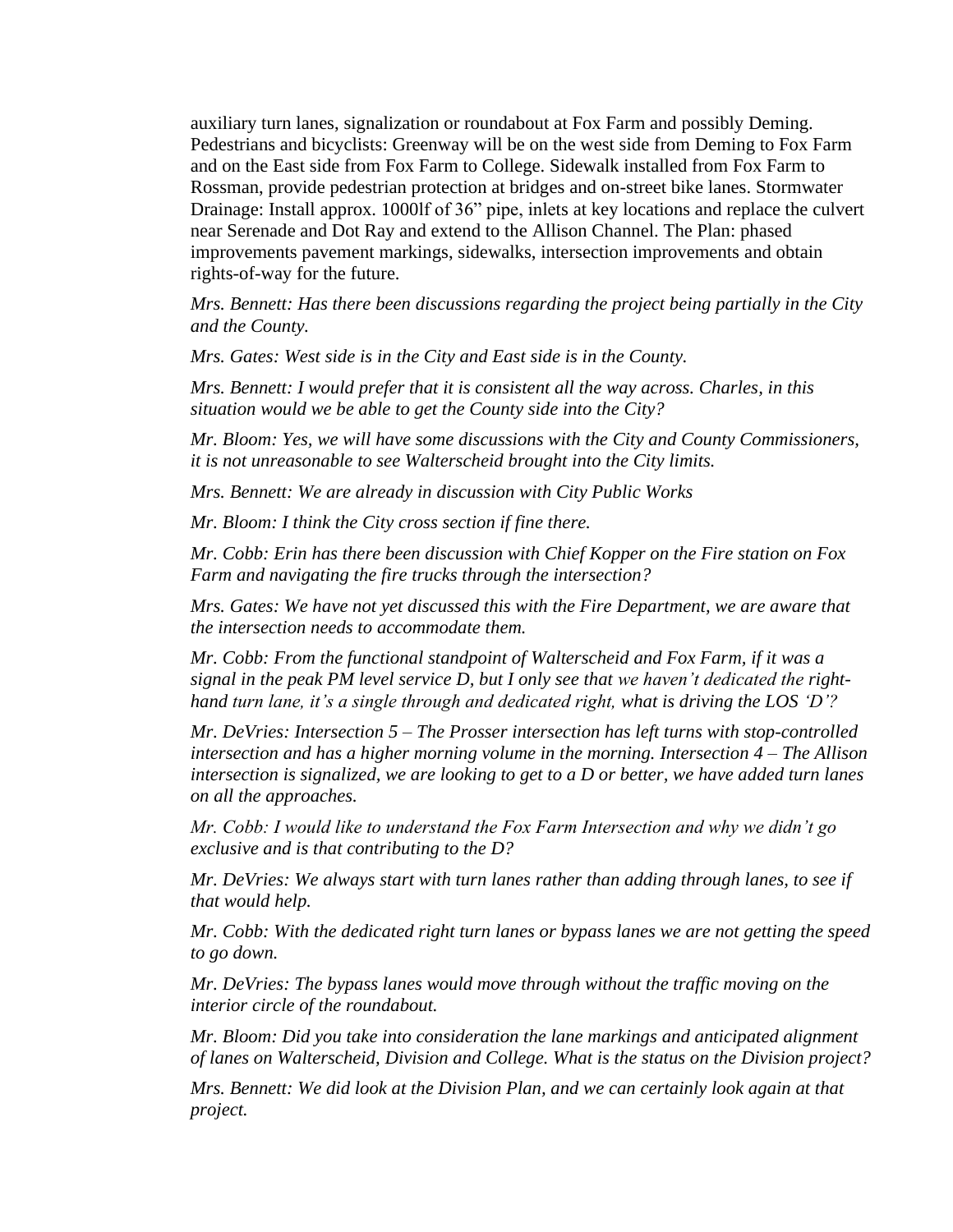auxiliary turn lanes, signalization or roundabout at Fox Farm and possibly Deming. Pedestrians and bicyclists: Greenway will be on the west side from Deming to Fox Farm and on the East side from Fox Farm to College. Sidewalk installed from Fox Farm to Rossman, provide pedestrian protection at bridges and on-street bike lanes. Stormwater Drainage: Install approx. 1000lf of 36" pipe, inlets at key locations and replace the culvert near Serenade and Dot Ray and extend to the Allison Channel. The Plan: phased improvements pavement markings, sidewalks, intersection improvements and obtain rights-of-way for the future.

*Mrs. Bennett: Has there been discussions regarding the project being partially in the City and the County.*

*Mrs. Gates: West side is in the City and East side is in the County.*

*Mrs. Bennett: I would prefer that it is consistent all the way across. Charles, in this situation would we be able to get the County side into the City?*

*Mr. Bloom: Yes, we will have some discussions with the City and County Commissioners, it is not unreasonable to see Walterscheid brought into the City limits.*

*Mrs. Bennett: We are already in discussion with City Public Works*

*Mr. Bloom: I think the City cross section if fine there.*

*Mr. Cobb: Erin has there been discussion with Chief Kopper on the Fire station on Fox Farm and navigating the fire trucks through the intersection?*

*Mrs. Gates: We have not yet discussed this with the Fire Department, we are aware that the intersection needs to accommodate them.*

*Mr. Cobb: From the functional standpoint of Walterscheid and Fox Farm, if it was a signal in the peak PM level service D, but I only see that we haven't dedicated the right-hand turn lane, it's a single through and dedicated right, what is driving the LOS 'D'?*

*Mr. DeVries: Intersection 5 – The Prosser intersection has left turns with stop-controlled intersection and has a higher morning volume in the morning. Intersection 4 – The Allison intersection is signalized, we are looking to get to a D or better, we have added turn lanes on all the approaches.*

*Mr. Cobb: I would like to understand the Fox Farm Intersection and why we didn't go exclusive and is that contributing to the D?*

*Mr. DeVries: We always start with turn lanes rather than adding through lanes, to see if that would help.*

*Mr. Cobb: With the dedicated right turn lanes or bypass lanes we are not getting the speed to go down.*

*Mr. DeVries: The bypass lanes would move through without the traffic moving on the interior circle of the roundabout.*

*Mr. Bloom: Did you take into consideration the lane markings and anticipated alignment of lanes on Walterscheid, Division and College. What is the status on the Division project?*

*Mrs. Bennett: We did look at the Division Plan, and we can certainly look again at that project.*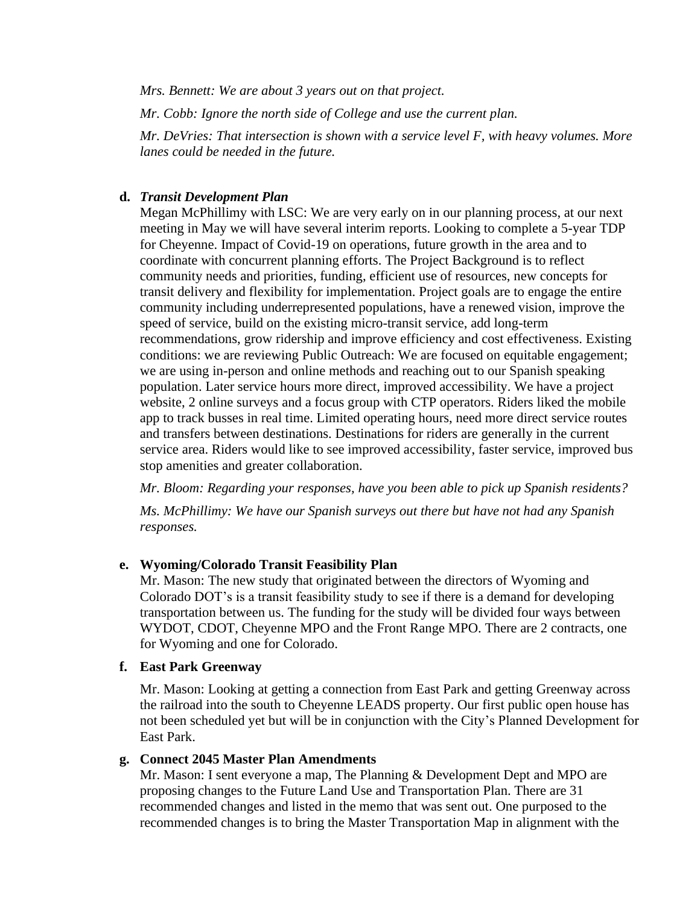*Mrs. Bennett: We are about 3 years out on that project.*

*Mr. Cobb: Ignore the north side of College and use the current plan.*

*Mr. DeVries: That intersection is shown with a service level F, with heavy volumes. More lanes could be needed in the future.*

**d.** ***Transit Development Plan***

Megan McPhillimy with LSC: We are very early on in our planning process, at our next meeting in May we will have several interim reports. Looking to complete a 5-year TDP for Cheyenne. Impact of Covid-19 on operations, future growth in the area and to coordinate with concurrent planning efforts. The Project Background is to reflect community needs and priorities, funding, efficient use of resources, new concepts for transit delivery and flexibility for implementation. Project goals are to engage the entire community including underrepresented populations, have a renewed vision, improve the speed of service, build on the existing micro-transit service, add long-term recommendations, grow ridership and improve efficiency and cost effectiveness. Existing conditions: we are reviewing Public Outreach: We are focused on equitable engagement; we are using in-person and online methods and reaching out to our Spanish speaking population. Later service hours more direct, improved accessibility. We have a project website, 2 online surveys and a focus group with CTP operators. Riders liked the mobile app to track busses in real time. Limited operating hours, need more direct service routes and transfers between destinations. Destinations for riders are generally in the current service area. Riders would like to see improved accessibility, faster service, improved bus stop amenities and greater collaboration.

*Mr. Bloom: Regarding your responses, have you been able to pick up Spanish residents?*

*Ms. McPhillimy: We have our Spanish surveys out there but have not had any Spanish responses.*

**e. Wyoming/Colorado Transit Feasibility Plan**

Mr. Mason: The new study that originated between the directors of Wyoming and Colorado DOT's is a transit feasibility study to see if there is a demand for developing transportation between us. The funding for the study will be divided four ways between WYDOT, CDOT, Cheyenne MPO and the Front Range MPO. There are 2 contracts, one for Wyoming and one for Colorado.

**f. East Park Greenway**

Mr. Mason: Looking at getting a connection from East Park and getting Greenway across the railroad into the south to Cheyenne LEADS property. Our first public open house has not been scheduled yet but will be in conjunction with the City's Planned Development for East Park.

**g. Connect 2045 Master Plan Amendments**

Mr. Mason: I sent everyone a map, The Planning & Development Dept and MPO are proposing changes to the Future Land Use and Transportation Plan. There are 31 recommended changes and listed in the memo that was sent out. One purposed to the recommended changes is to bring the Master Transportation Map in alignment with the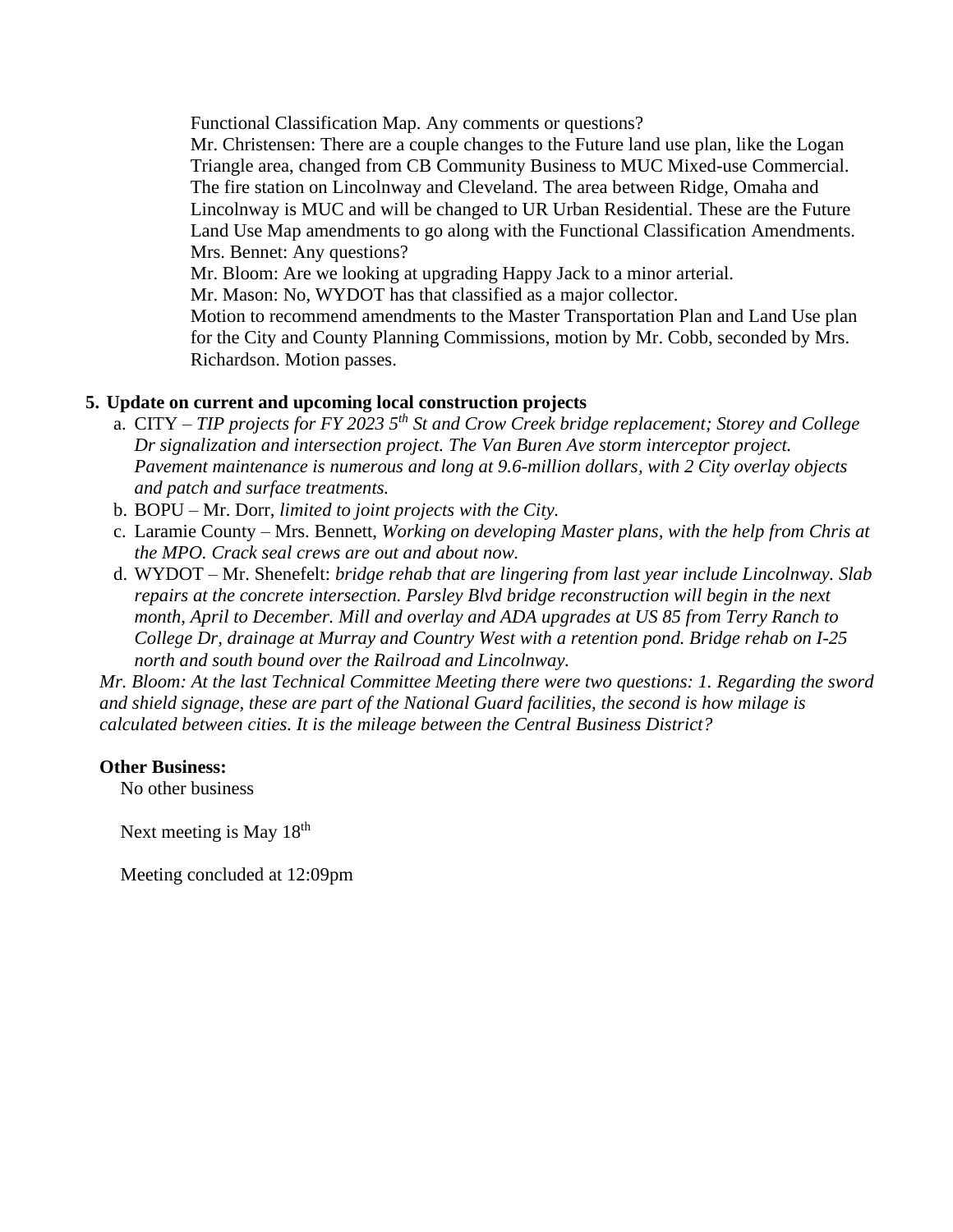Functional Classification Map. Any comments or questions?
Mr. Christensen: There are a couple changes to the Future land use plan, like the Logan Triangle area, changed from CB Community Business to MUC Mixed-use Commercial. The fire station on Lincolnway and Cleveland. The area between Ridge, Omaha and Lincolnway is MUC and will be changed to UR Urban Residential. These are the Future Land Use Map amendments to go along with the Functional Classification Amendments.
Mrs. Bennet: Any questions?
Mr. Bloom: Are we looking at upgrading Happy Jack to a minor arterial.
Mr. Mason: No, WYDOT has that classified as a major collector.
Motion to recommend amendments to the Master Transportation Plan and Land Use plan for the City and County Planning Commissions, motion by Mr. Cobb, seconded by Mrs. Richardson. Motion passes.

**5. Update on current and upcoming local construction projects**

a. CITY – *TIP projects for FY 2023 5th St and Crow Creek bridge replacement; Storey and College Dr signalization and intersection project. The Van Buren Ave storm interceptor project. Pavement maintenance is numerous and long at 9.6-million dollars, with 2 City overlay objects and patch and surface treatments.*
b. BOPU – Mr. Dorr, *limited to joint projects with the City.*
c. Laramie County – Mrs. Bennett, *Working on developing Master plans, with the help from Chris at the MPO. Crack seal crews are out and about now.*
d. WYDOT – Mr. Shenefelt: *bridge rehab that are lingering from last year include Lincolnway. Slab repairs at the concrete intersection. Parsley Blvd bridge reconstruction will begin in the next month, April to December. Mill and overlay and ADA upgrades at US 85 from Terry Ranch to College Dr, drainage at Murray and Country West with a retention pond. Bridge rehab on I-25 north and south bound over the Railroad and Lincolnway.*

*Mr. Bloom: At the last Technical Committee Meeting there were two questions: 1. Regarding the sword and shield signage, these are part of the National Guard facilities, the second is how milage is calculated between cities. It is the mileage between the Central Business District?*

**Other Business:**

No other business

Next meeting is May 18th

Meeting concluded at 12:09pm